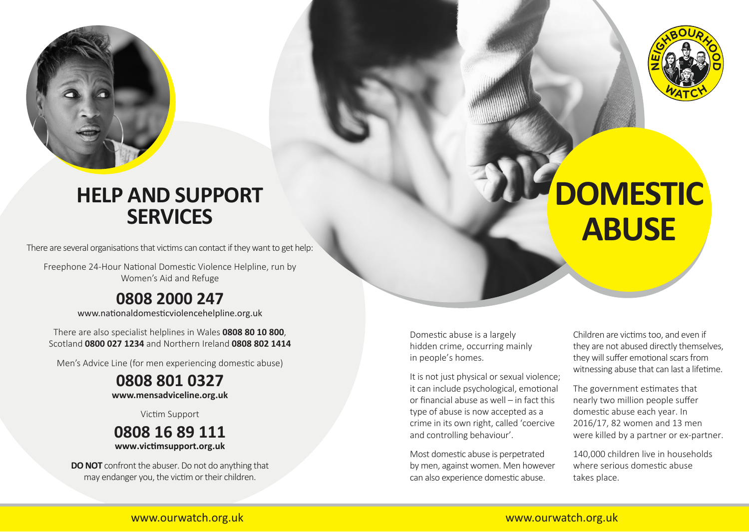# DOMESTIC ABUSE

Domestic abuse is a largely hidden crime, occurring mainly in people's homes.

It is not just physical or sexual violence; it can include psychological, emotional or financial abuse as well – in fact this type of abuse is now accepted as a crime in its own right, called 'coercive and controlling behaviour'.

Most domestic abuse is perpetrated by men, against women. Men however can also experience domestic abuse.

Children are victims too, and even if they are not abused directly themselves, they will suffer emotional scars from witnessing abuse that can last a lifetime.

The government estimates that nearly two million people suffer domestic abuse each year. In 2016/17, 82 women and 13 men were killed by a partner or ex-partner.

140,000 children live in households where serious domestic abuse takes place.

## HELP AND SUPPORT SERVICES

There are several organisations that victims can contact if they want to get help:

Freephone 24-Hour National Domestic Violence Helpline, run by Women's Aid and Refuge

**0808 2000 247**

www.nationaldomesticviolencehelpline.org.uk

There are also specialist helplines in Wales **0808 80 10 800**, Scotland **0800 027 1234** and Northern Ireland **0808 802 1414**

Men's Advice Line (for men experiencing domestic abuse)

**0808 801 0327**

**www.mensadviceline.org.uk**

Victim Support

**0808 16 89 111**

**www.victimsupport.org.uk**

**DO NOT** confront the abuser. Do not do anything that may endanger you, the victim or their children.

www.ourwatch.org.uk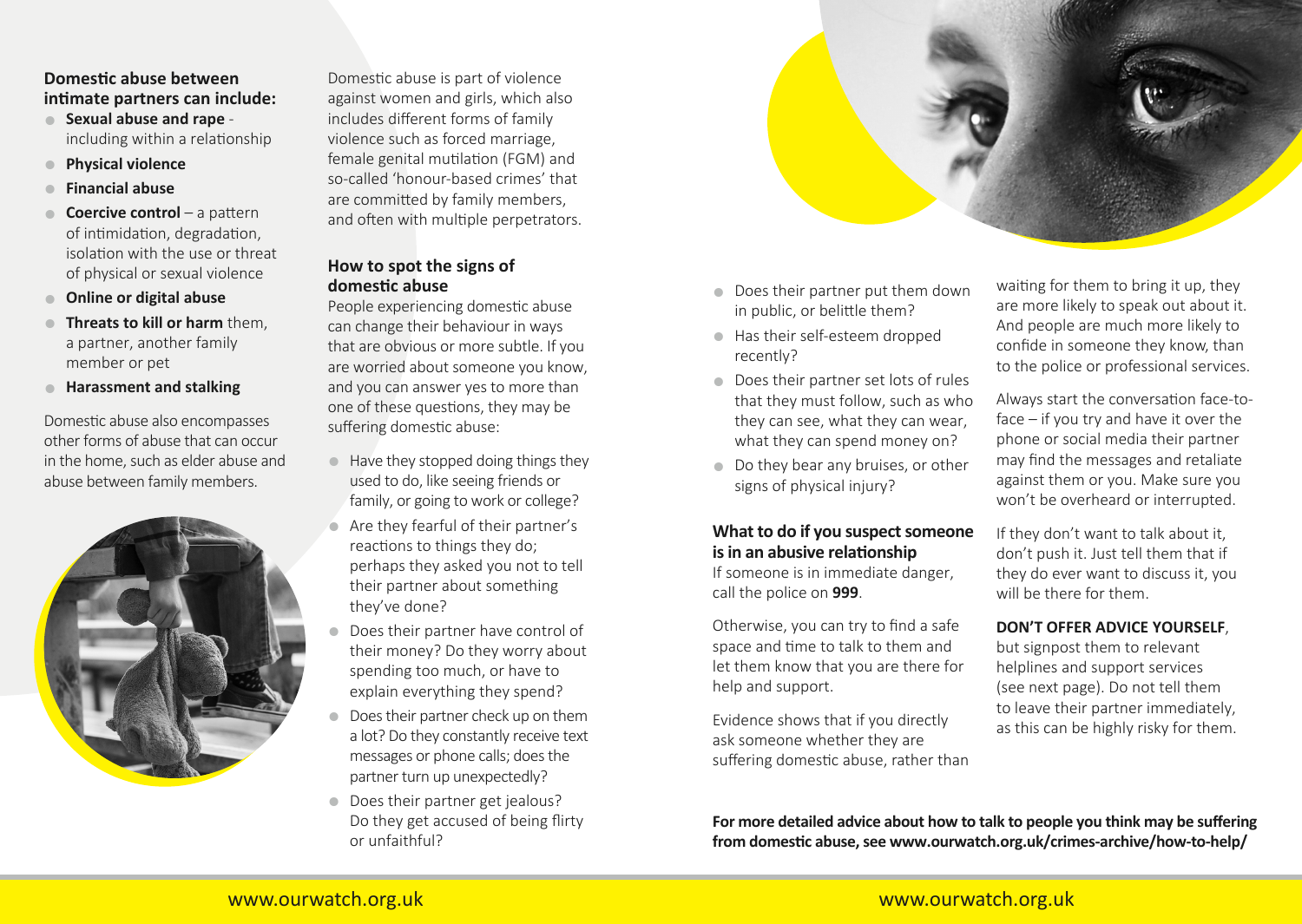**Domestic abuse between intimate partners can include:**

- **Sexual abuse and rape** - including within a relationship
- **Physical violence**
- **Financial abuse**
- **Coercive control** – a pattern of intimidation, degradation, isolation with the use or threat of physical or sexual violence
- **Online or digital abuse**
- **Threats to kill or harm** them, a partner, another family member or pet
- **Harassment and stalking**

Domestic abuse also encompasses other forms of abuse that can occur in the home, such as elder abuse and abuse between family members.

Domestic abuse is part of violence against women and girls, which also includes different forms of family violence such as forced marriage, female genital mutilation (FGM) and so-called 'honour-based crimes' that are committed by family members, and often with multiple perpetrators.

### How to spot the signs of domestic abuse

People experiencing domestic abuse can change their behaviour in ways that are obvious or more subtle. If you are worried about someone you know, and you can answer yes to more than one of these questions, they may be suffering domestic abuse:

- Have they stopped doing things they used to do, like seeing friends or family, or going to work or college?
- Are they fearful of their partner's reactions to things they do; perhaps they asked you not to tell their partner about something they've done?
- Does their partner have control of their money? Do they worry about spending too much, or have to explain everything they spend?
- Does their partner check up on them a lot? Do they constantly receive text messages or phone calls; does the partner turn up unexpectedly?
- Does their partner get jealous? Do they get accused of being flirty or unfaithful?
- Does their partner put them down in public, or belittle them?
- Has their self-esteem dropped recently?
- Does their partner set lots of rules that they must follow, such as who they can see, what they can wear, what they can spend money on?
- Do they bear any bruises, or other signs of physical injury?

### What to do if you suspect someone is in an abusive relationship

If someone is in immediate danger, call the police on **999**.

Otherwise, you can try to find a safe space and time to talk to them and let them know that you are there for help and support.

Evidence shows that if you directly ask someone whether they are suffering domestic abuse, rather than waiting for them to bring it up, they are more likely to speak out about it. And people are much more likely to confide in someone they know, than to the police or professional services.

Always start the conversation face-to-face – if you try and have it over the phone or social media their partner may find the messages and retaliate against them or you. Make sure you won't be overheard or interrupted.

If they don't want to talk about it, don't push it. Just tell them that if they do ever want to discuss it, you will be there for them.

**DON'T OFFER ADVICE YOURSELF**, but signpost them to relevant helplines and support services (see next page). Do not tell them to leave their partner immediately, as this can be highly risky for them.

**For more detailed advice about how to talk to people you think may be suffering from domestic abuse, see www.ourwatch.org.uk/crimes-archive/how-to-help/**